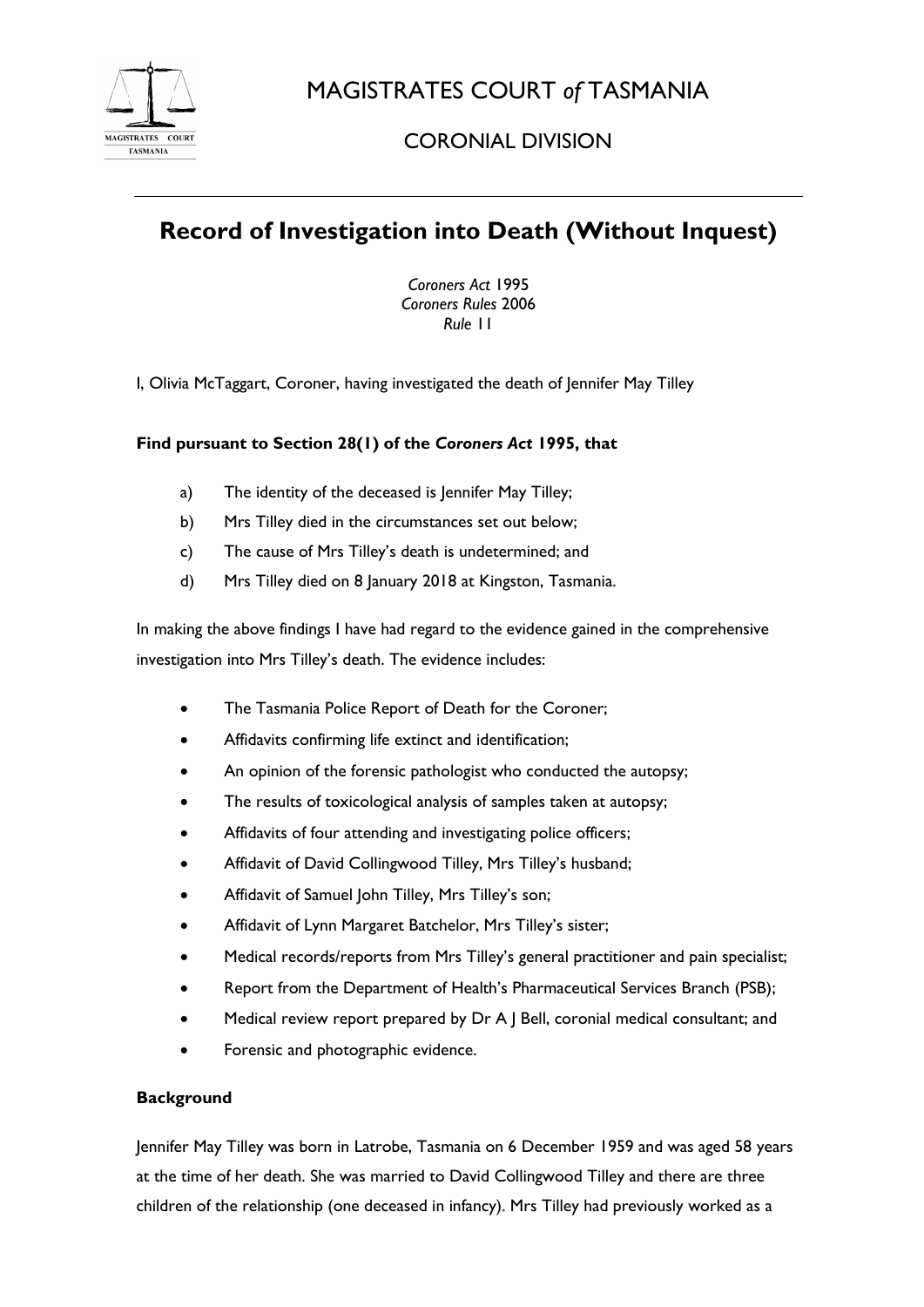# MAGISTRATES COURT *of* TASMANIA

## CORONIAL DIVISION

---

# Record of Investigation into Death (Without Inquest)

*Coroners Act* 1995
*Coroners Rules* 2006
*Rule* 11

I, Olivia McTaggart, Coroner, having investigated the death of Jennifer May Tilley

**Find pursuant to Section 28(1) of the *Coroners Act* 1995, that**

a) The identity of the deceased is Jennifer May Tilley;

b) Mrs Tilley died in the circumstances set out below;

c) The cause of Mrs Tilley's death is undetermined; and

d) Mrs Tilley died on 8 January 2018 at Kingston, Tasmania.

In making the above findings I have had regard to the evidence gained in the comprehensive investigation into Mrs Tilley's death. The evidence includes:

- The Tasmania Police Report of Death for the Coroner;
- Affidavits confirming life extinct and identification;
- An opinion of the forensic pathologist who conducted the autopsy;
- The results of toxicological analysis of samples taken at autopsy;
- Affidavits of four attending and investigating police officers;
- Affidavit of David Collingwood Tilley, Mrs Tilley's husband;
- Affidavit of Samuel John Tilley, Mrs Tilley's son;
- Affidavit of Lynn Margaret Batchelor, Mrs Tilley's sister;
- Medical records/reports from Mrs Tilley's general practitioner and pain specialist;
- Report from the Department of Health's Pharmaceutical Services Branch (PSB);
- Medical review report prepared by Dr A J Bell, coronial medical consultant; and
- Forensic and photographic evidence.

**Background**

Jennifer May Tilley was born in Latrobe, Tasmania on 6 December 1959 and was aged 58 years at the time of her death. She was married to David Collingwood Tilley and there are three children of the relationship (one deceased in infancy). Mrs Tilley had previously worked as a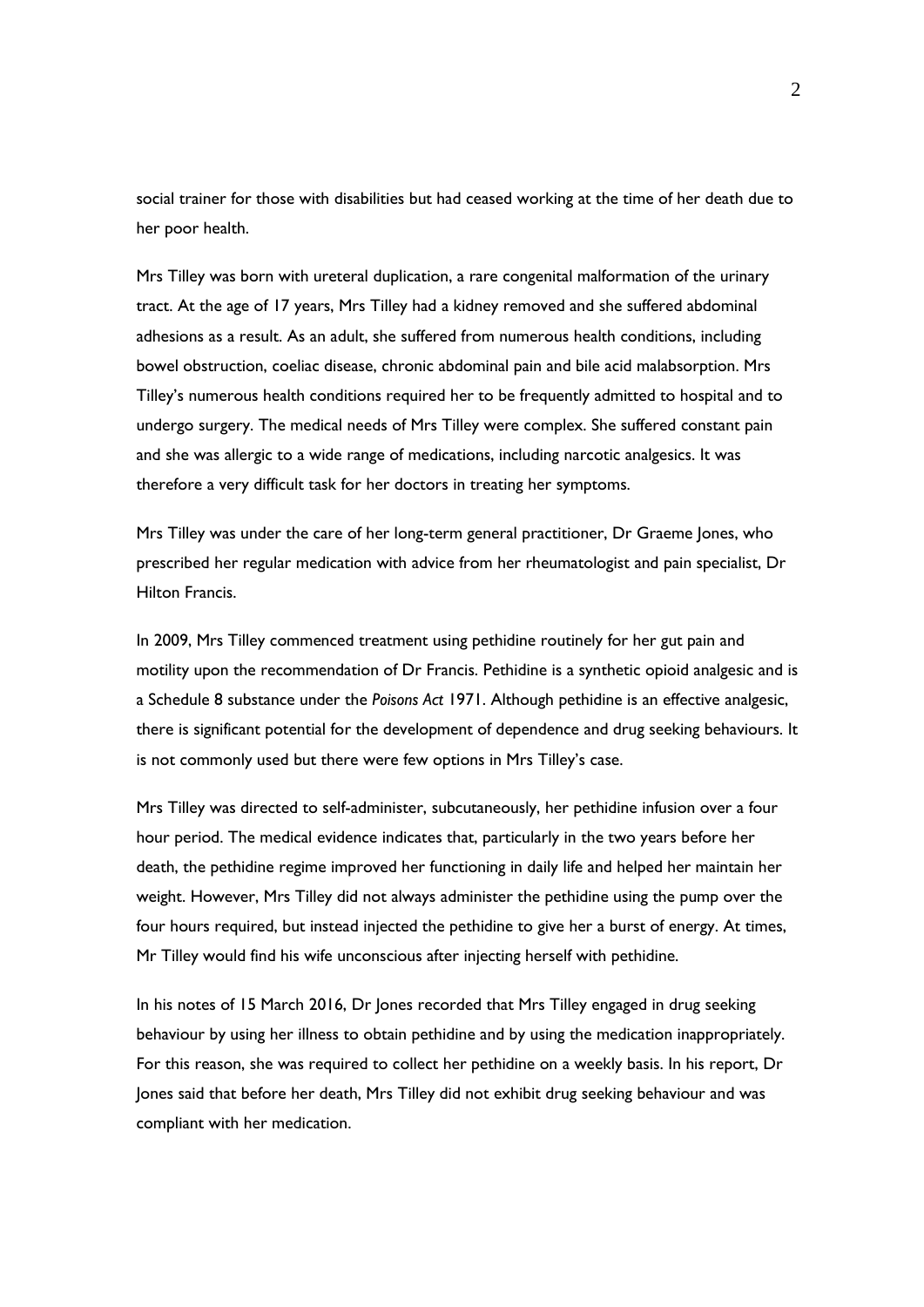social trainer for those with disabilities but had ceased working at the time of her death due to her poor health.

Mrs Tilley was born with ureteral duplication, a rare congenital malformation of the urinary tract. At the age of 17 years, Mrs Tilley had a kidney removed and she suffered abdominal adhesions as a result. As an adult, she suffered from numerous health conditions, including bowel obstruction, coeliac disease, chronic abdominal pain and bile acid malabsorption. Mrs Tilley's numerous health conditions required her to be frequently admitted to hospital and to undergo surgery. The medical needs of Mrs Tilley were complex. She suffered constant pain and she was allergic to a wide range of medications, including narcotic analgesics. It was therefore a very difficult task for her doctors in treating her symptoms.

Mrs Tilley was under the care of her long-term general practitioner, Dr Graeme Jones, who prescribed her regular medication with advice from her rheumatologist and pain specialist, Dr Hilton Francis.

In 2009, Mrs Tilley commenced treatment using pethidine routinely for her gut pain and motility upon the recommendation of Dr Francis. Pethidine is a synthetic opioid analgesic and is a Schedule 8 substance under the *Poisons Act* 1971. Although pethidine is an effective analgesic, there is significant potential for the development of dependence and drug seeking behaviours. It is not commonly used but there were few options in Mrs Tilley's case.

Mrs Tilley was directed to self-administer, subcutaneously, her pethidine infusion over a four hour period. The medical evidence indicates that, particularly in the two years before her death, the pethidine regime improved her functioning in daily life and helped her maintain her weight. However, Mrs Tilley did not always administer the pethidine using the pump over the four hours required, but instead injected the pethidine to give her a burst of energy. At times, Mr Tilley would find his wife unconscious after injecting herself with pethidine.

In his notes of 15 March 2016, Dr Jones recorded that Mrs Tilley engaged in drug seeking behaviour by using her illness to obtain pethidine and by using the medication inappropriately. For this reason, she was required to collect her pethidine on a weekly basis. In his report, Dr Jones said that before her death, Mrs Tilley did not exhibit drug seeking behaviour and was compliant with her medication.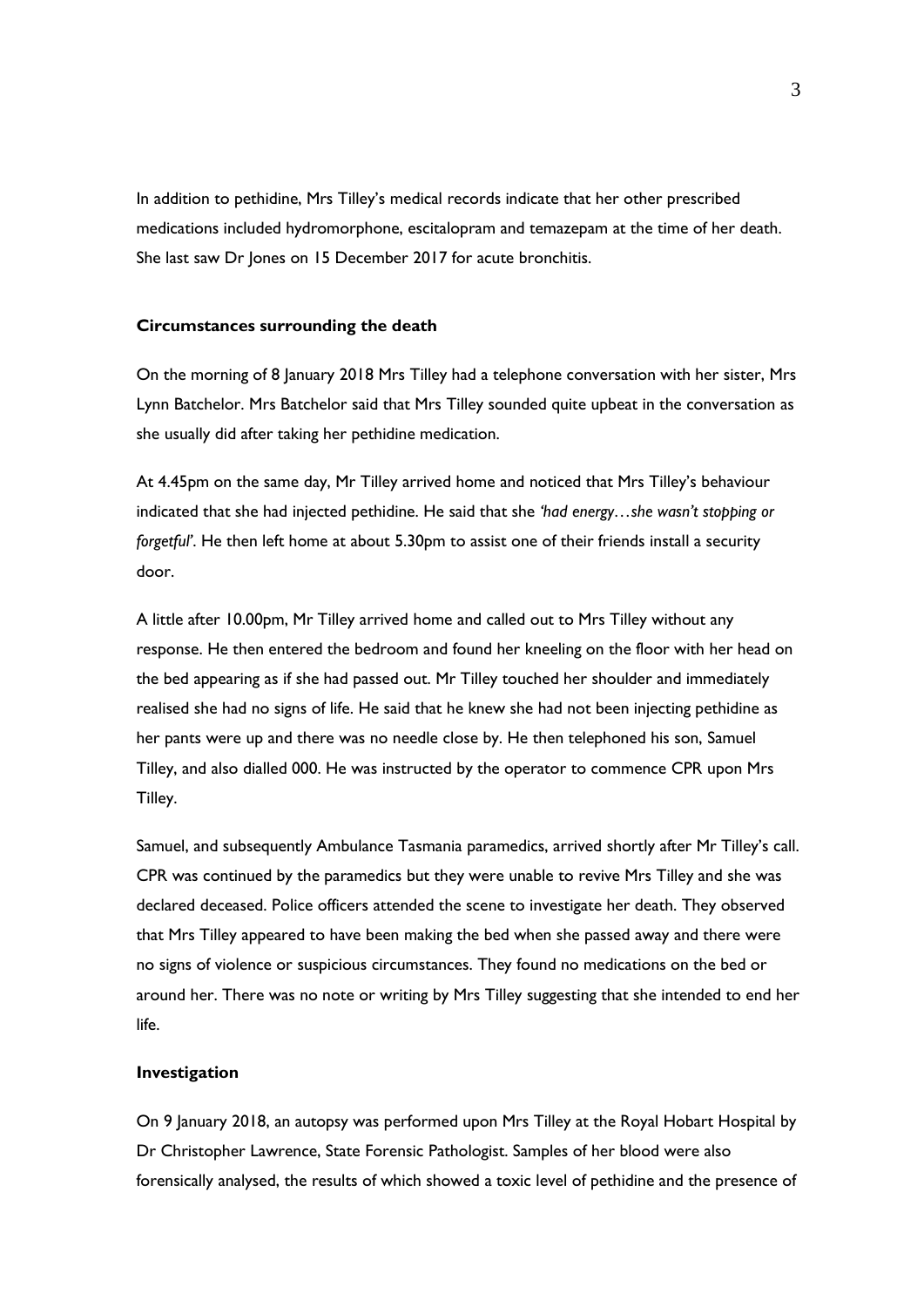In addition to pethidine, Mrs Tilley's medical records indicate that her other prescribed medications included hydromorphone, escitalopram and temazepam at the time of her death. She last saw Dr Jones on 15 December 2017 for acute bronchitis.

**Circumstances surrounding the death**

On the morning of 8 January 2018 Mrs Tilley had a telephone conversation with her sister, Mrs Lynn Batchelor. Mrs Batchelor said that Mrs Tilley sounded quite upbeat in the conversation as she usually did after taking her pethidine medication.

At 4.45pm on the same day, Mr Tilley arrived home and noticed that Mrs Tilley's behaviour indicated that she had injected pethidine. He said that she *'had energy…she wasn't stopping or forgetful'*. He then left home at about 5.30pm to assist one of their friends install a security door.

A little after 10.00pm, Mr Tilley arrived home and called out to Mrs Tilley without any response. He then entered the bedroom and found her kneeling on the floor with her head on the bed appearing as if she had passed out. Mr Tilley touched her shoulder and immediately realised she had no signs of life. He said that he knew she had not been injecting pethidine as her pants were up and there was no needle close by. He then telephoned his son, Samuel Tilley, and also dialled 000. He was instructed by the operator to commence CPR upon Mrs Tilley.

Samuel, and subsequently Ambulance Tasmania paramedics, arrived shortly after Mr Tilley's call. CPR was continued by the paramedics but they were unable to revive Mrs Tilley and she was declared deceased. Police officers attended the scene to investigate her death. They observed that Mrs Tilley appeared to have been making the bed when she passed away and there were no signs of violence or suspicious circumstances. They found no medications on the bed or around her. There was no note or writing by Mrs Tilley suggesting that she intended to end her life.

**Investigation**

On 9 January 2018, an autopsy was performed upon Mrs Tilley at the Royal Hobart Hospital by Dr Christopher Lawrence, State Forensic Pathologist. Samples of her blood were also forensically analysed, the results of which showed a toxic level of pethidine and the presence of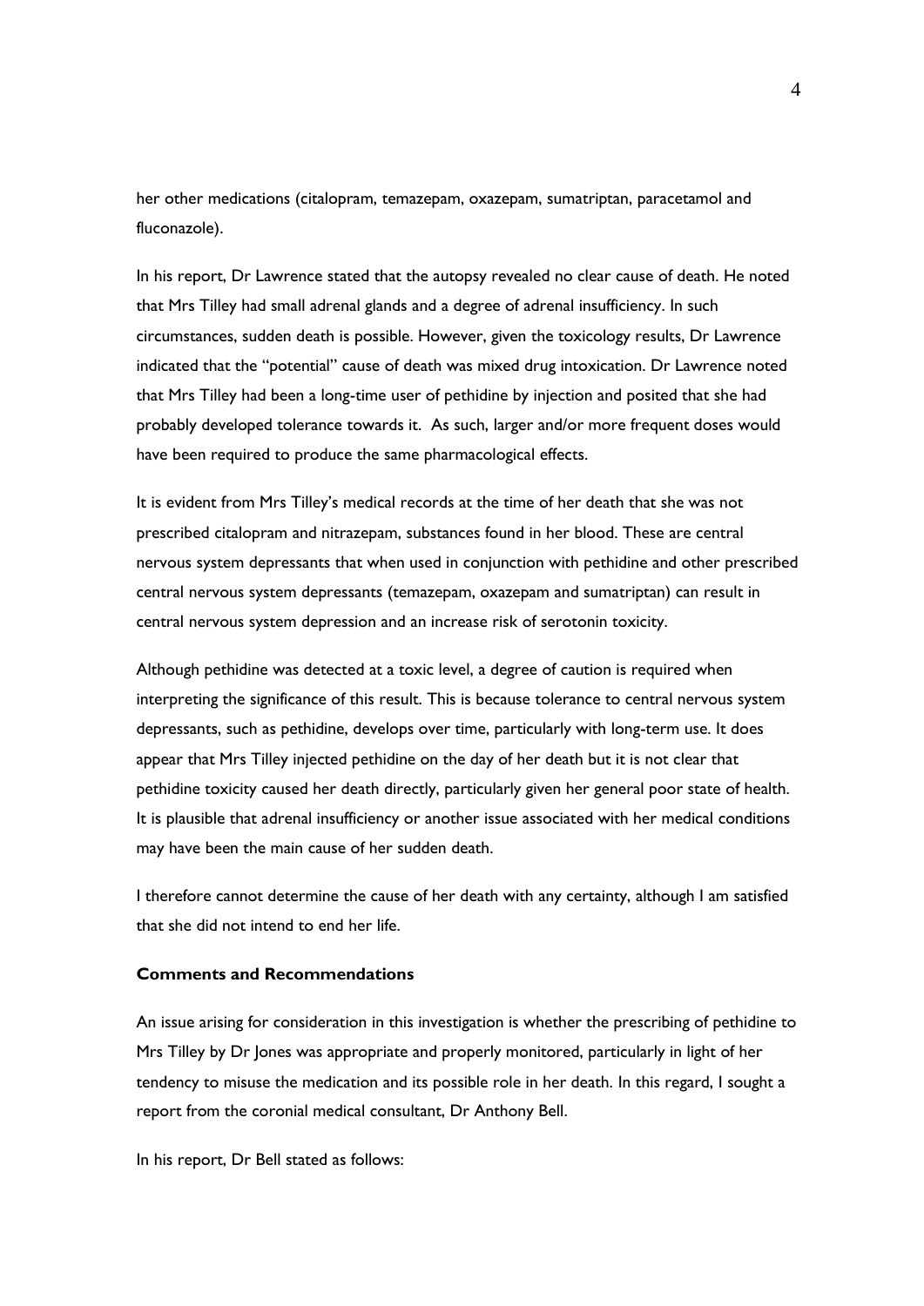her other medications (citalopram, temazepam, oxazepam, sumatriptan, paracetamol and fluconazole).

In his report, Dr Lawrence stated that the autopsy revealed no clear cause of death. He noted that Mrs Tilley had small adrenal glands and a degree of adrenal insufficiency. In such circumstances, sudden death is possible. However, given the toxicology results, Dr Lawrence indicated that the "potential" cause of death was mixed drug intoxication. Dr Lawrence noted that Mrs Tilley had been a long-time user of pethidine by injection and posited that she had probably developed tolerance towards it. As such, larger and/or more frequent doses would have been required to produce the same pharmacological effects.

It is evident from Mrs Tilley's medical records at the time of her death that she was not prescribed citalopram and nitrazepam, substances found in her blood. These are central nervous system depressants that when used in conjunction with pethidine and other prescribed central nervous system depressants (temazepam, oxazepam and sumatriptan) can result in central nervous system depression and an increase risk of serotonin toxicity.

Although pethidine was detected at a toxic level, a degree of caution is required when interpreting the significance of this result. This is because tolerance to central nervous system depressants, such as pethidine, develops over time, particularly with long-term use. It does appear that Mrs Tilley injected pethidine on the day of her death but it is not clear that pethidine toxicity caused her death directly, particularly given her general poor state of health. It is plausible that adrenal insufficiency or another issue associated with her medical conditions may have been the main cause of her sudden death.

I therefore cannot determine the cause of her death with any certainty, although I am satisfied that she did not intend to end her life.

**Comments and Recommendations**

An issue arising for consideration in this investigation is whether the prescribing of pethidine to Mrs Tilley by Dr Jones was appropriate and properly monitored, particularly in light of her tendency to misuse the medication and its possible role in her death. In this regard, I sought a report from the coronial medical consultant, Dr Anthony Bell.

In his report, Dr Bell stated as follows: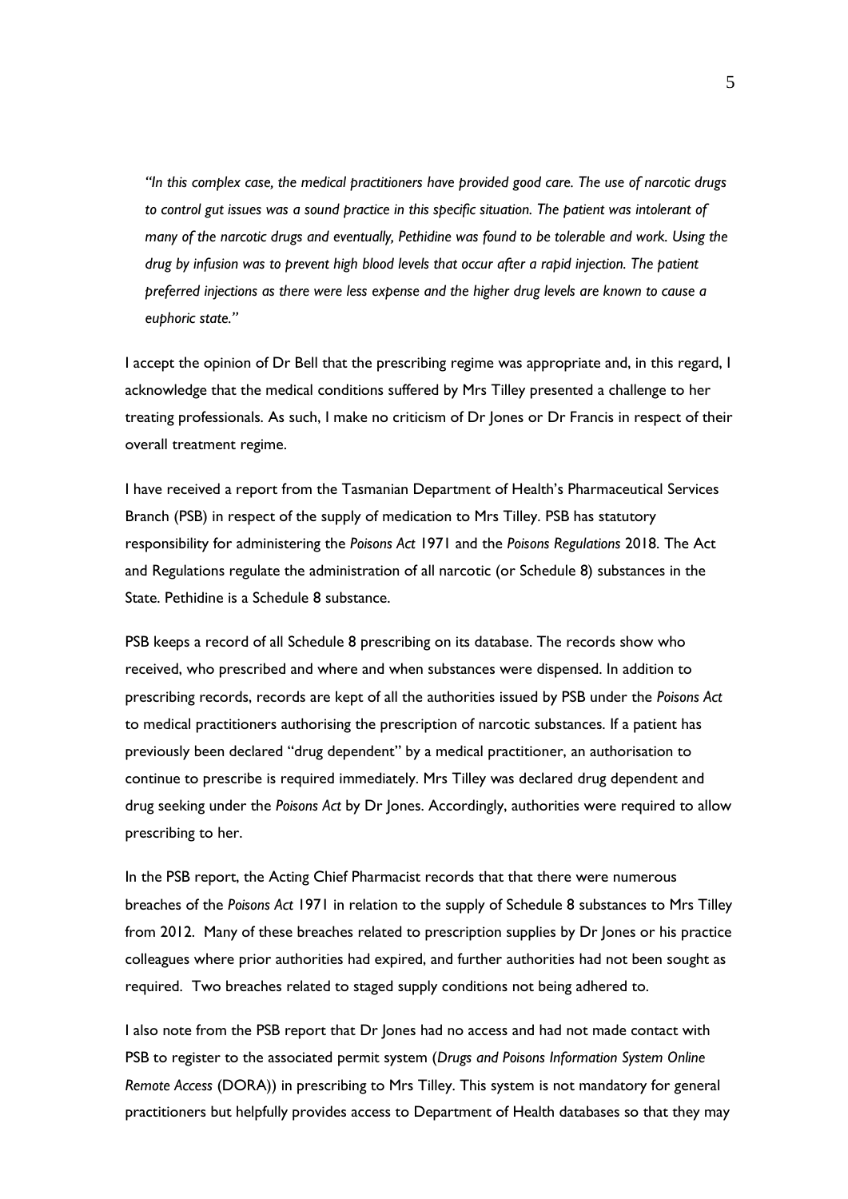*"In this complex case, the medical practitioners have provided good care. The use of narcotic drugs to control gut issues was a sound practice in this specific situation. The patient was intolerant of many of the narcotic drugs and eventually, Pethidine was found to be tolerable and work. Using the drug by infusion was to prevent high blood levels that occur after a rapid injection. The patient preferred injections as there were less expense and the higher drug levels are known to cause a euphoric state."*

I accept the opinion of Dr Bell that the prescribing regime was appropriate and, in this regard, I acknowledge that the medical conditions suffered by Mrs Tilley presented a challenge to her treating professionals. As such, I make no criticism of Dr Jones or Dr Francis in respect of their overall treatment regime.

I have received a report from the Tasmanian Department of Health's Pharmaceutical Services Branch (PSB) in respect of the supply of medication to Mrs Tilley. PSB has statutory responsibility for administering the *Poisons Act* 1971 and the *Poisons Regulations* 2018. The Act and Regulations regulate the administration of all narcotic (or Schedule 8) substances in the State. Pethidine is a Schedule 8 substance.

PSB keeps a record of all Schedule 8 prescribing on its database. The records show who received, who prescribed and where and when substances were dispensed. In addition to prescribing records, records are kept of all the authorities issued by PSB under the *Poisons Act* to medical practitioners authorising the prescription of narcotic substances. If a patient has previously been declared "drug dependent" by a medical practitioner, an authorisation to continue to prescribe is required immediately. Mrs Tilley was declared drug dependent and drug seeking under the *Poisons Act* by Dr Jones. Accordingly, authorities were required to allow prescribing to her.

In the PSB report, the Acting Chief Pharmacist records that that there were numerous breaches of the *Poisons Act* 1971 in relation to the supply of Schedule 8 substances to Mrs Tilley from 2012. Many of these breaches related to prescription supplies by Dr Jones or his practice colleagues where prior authorities had expired, and further authorities had not been sought as required. Two breaches related to staged supply conditions not being adhered to.

I also note from the PSB report that Dr Jones had no access and had not made contact with PSB to register to the associated permit system (*Drugs and Poisons Information System Online Remote Access* (DORA)) in prescribing to Mrs Tilley. This system is not mandatory for general practitioners but helpfully provides access to Department of Health databases so that they may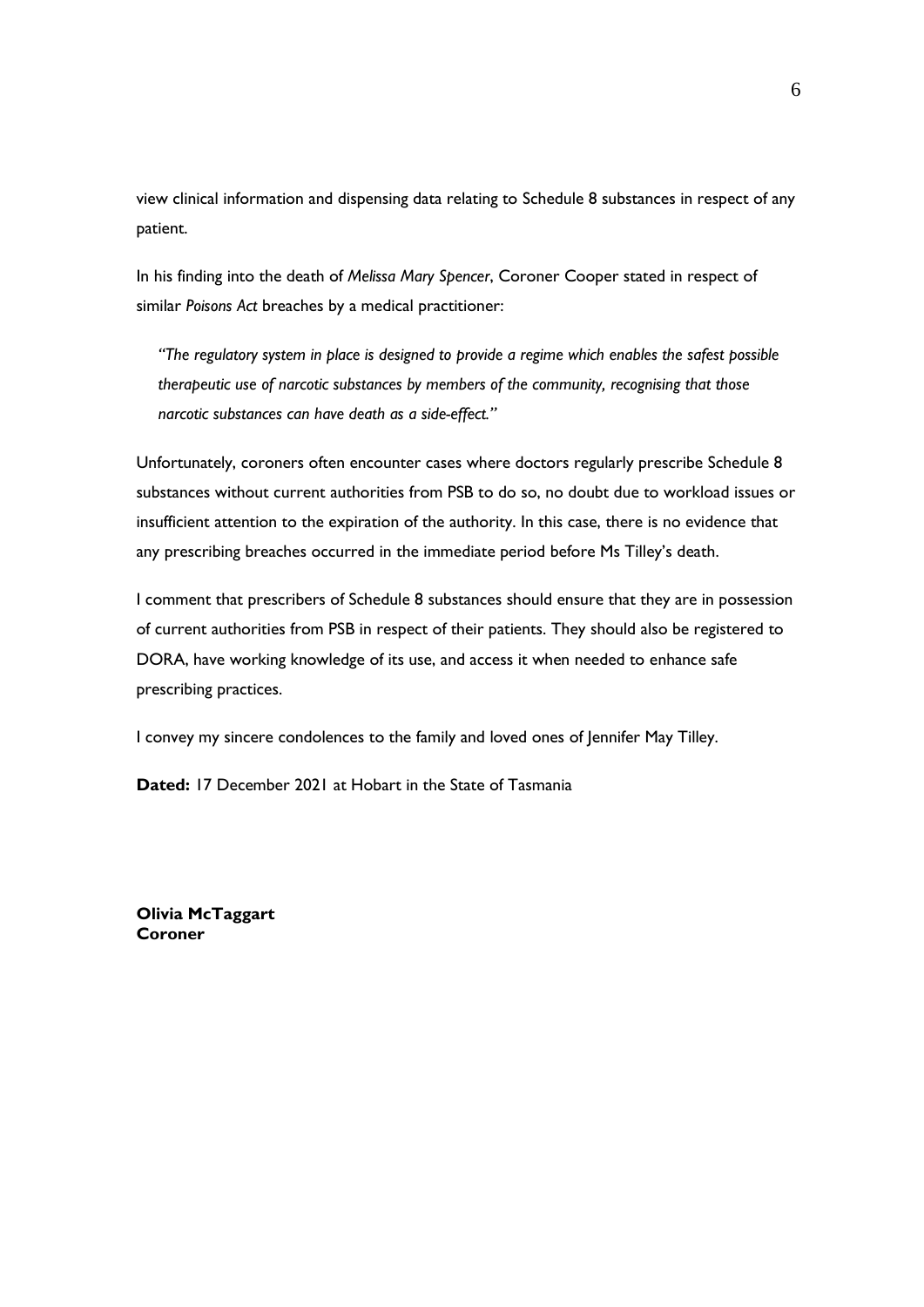view clinical information and dispensing data relating to Schedule 8 substances in respect of any patient.

In his finding into the death of *Melissa Mary Spencer*, Coroner Cooper stated in respect of similar *Poisons Act* breaches by a medical practitioner:

> *"The regulatory system in place is designed to provide a regime which enables the safest possible therapeutic use of narcotic substances by members of the community, recognising that those narcotic substances can have death as a side-effect."*

Unfortunately, coroners often encounter cases where doctors regularly prescribe Schedule 8 substances without current authorities from PSB to do so, no doubt due to workload issues or insufficient attention to the expiration of the authority. In this case, there is no evidence that any prescribing breaches occurred in the immediate period before Ms Tilley's death.

I comment that prescribers of Schedule 8 substances should ensure that they are in possession of current authorities from PSB in respect of their patients. They should also be registered to DORA, have working knowledge of its use, and access it when needed to enhance safe prescribing practices.

I convey my sincere condolences to the family and loved ones of Jennifer May Tilley.

**Dated:** 17 December 2021 at Hobart in the State of Tasmania

**Olivia McTaggart**
**Coroner**